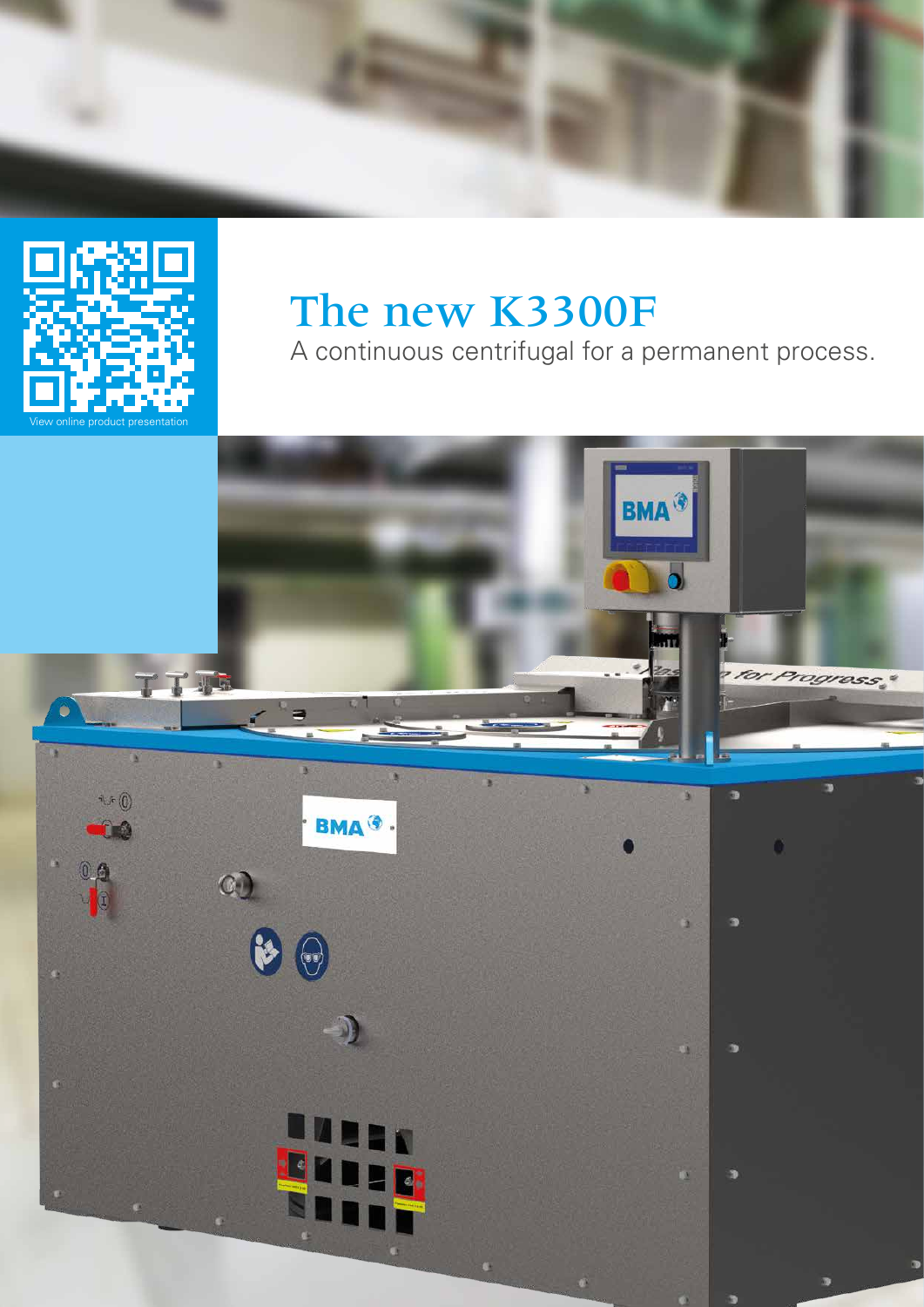View online product presentation

# The new K3300F

A continuous centrifugal for a permanent process.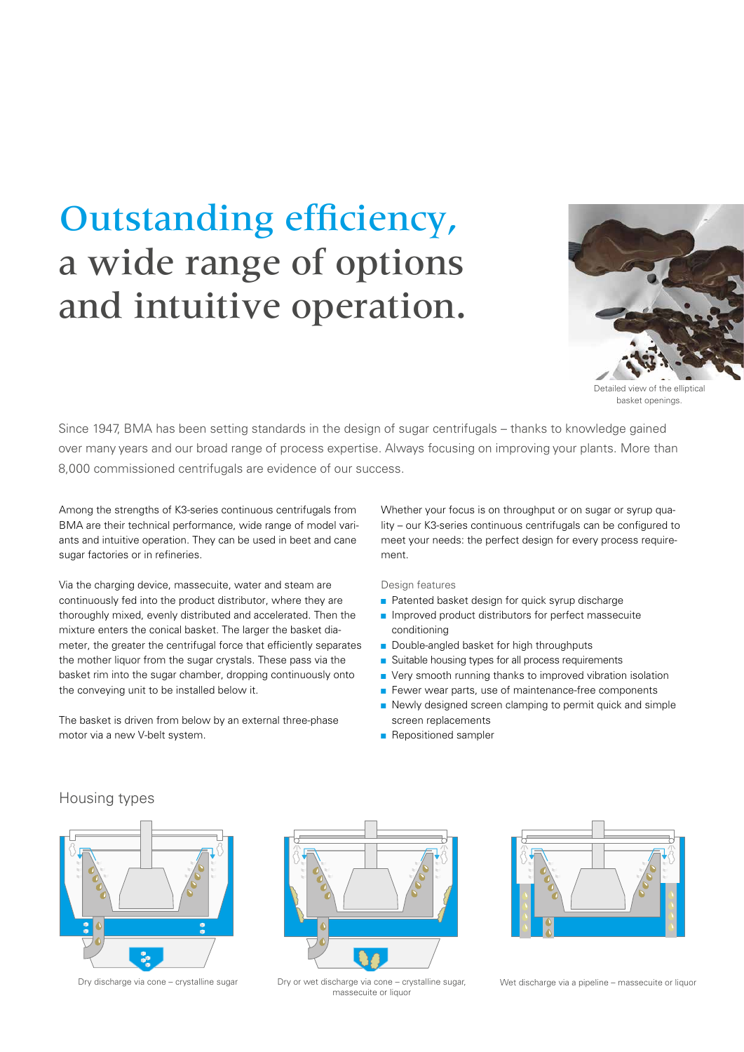# Outstanding efficiency, a wide range of options and intuitive operation.

Detailed view of the elliptical basket openings.

Since 1947, BMA has been setting standards in the design of sugar centrifugals – thanks to knowledge gained over many years and our broad range of process expertise. Always focusing on improving your plants. More than 8,000 commissioned centrifugals are evidence of our success.

Among the strengths of K3-series continuous centrifugals from BMA are their technical performance, wide range of model variants and intuitive operation. They can be used in beet and cane sugar factories or in refineries.

Via the charging device, massecuite, water and steam are continuously fed into the product distributor, where they are thoroughly mixed, evenly distributed and accelerated. Then the mixture enters the conical basket. The larger the basket diameter, the greater the centrifugal force that efficiently separates the mother liquor from the sugar crystals. These pass via the basket rim into the sugar chamber, dropping continuously onto the conveying unit to be installed below it.

The basket is driven from below by an external three-phase motor via a new V-belt system.

Whether your focus is on throughput or on sugar or syrup quality – our K3-series continuous centrifugals can be configured to meet your needs: the perfect design for every process requirement.

Design features

- Patented basket design for quick syrup discharge
- Improved product distributors for perfect massecuite conditioning
- Double-angled basket for high throughputs
- Suitable housing types for all process requirements
- Very smooth running thanks to improved vibration isolation
- Fewer wear parts, use of maintenance-free components
- Newly designed screen clamping to permit quick and simple screen replacements
- Repositioned sampler

## Housing types

Dry discharge via cone – crystalline sugar

Dry or wet discharge via cone – crystalline sugar, massecuite or liquor

Wet discharge via a pipeline – massecuite or liquor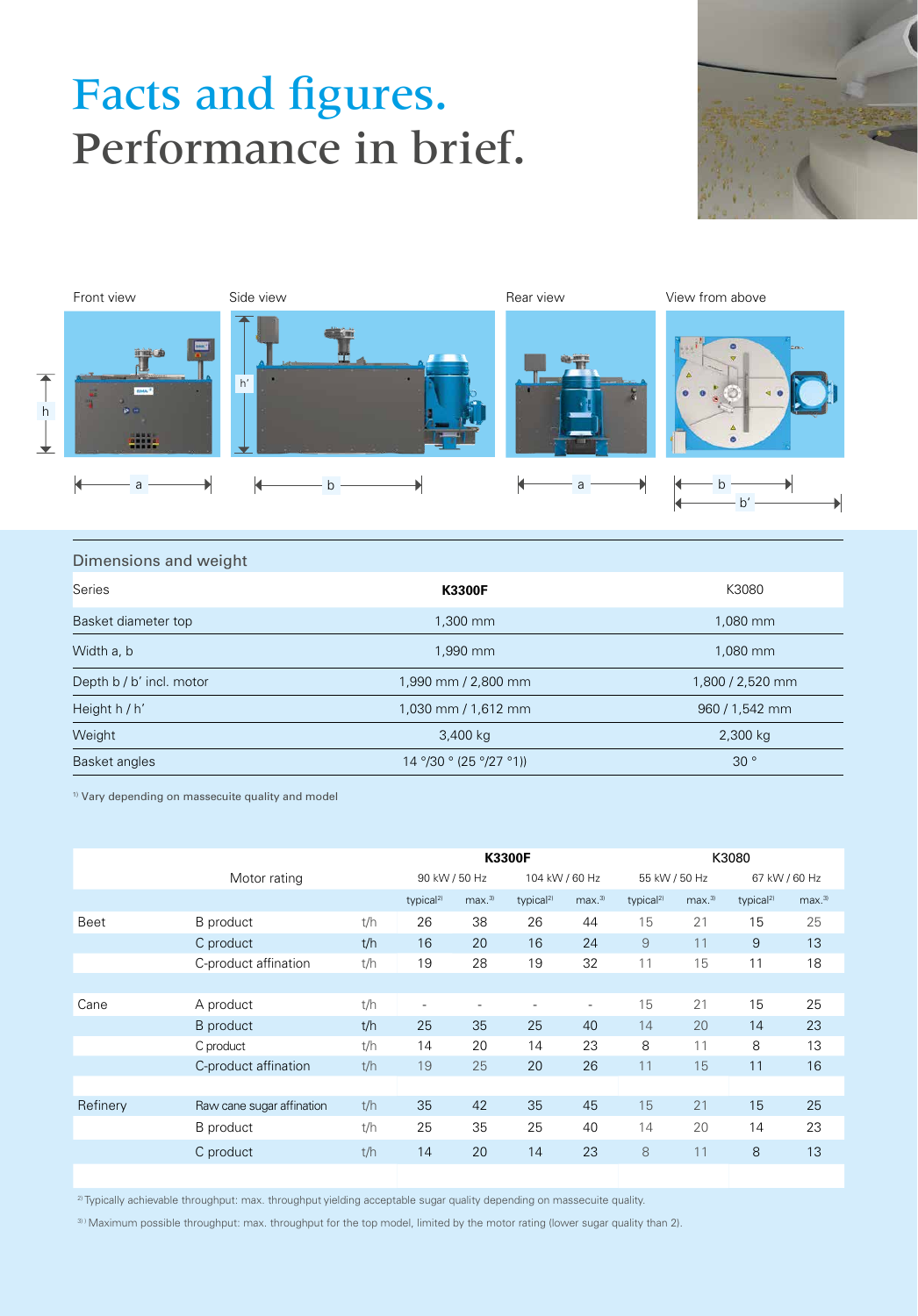# Facts and figures.
# Performance in brief.

Front view

Side view

Rear view

View from above

h

h'

a

b

a

b

b'

## Dimensions and weight

| Series | **K3300F** | K3080 |
|---|---|---|
| Basket diameter top | 1,300 mm | 1,080 mm |
| Width a, b | 1,990 mm | 1,080 mm |
| Depth b / b' incl. motor | 1,990 mm / 2,800 mm | 1,800 / 2,520 mm |
| Height h / h' | 1,030 mm / 1,612 mm | 960 / 1,542 mm |
| Weight | 3,400 kg | 2,300 kg |
| Basket angles | 14 °/30 ° (25 °/27 °1)) | 30 ° |

[1] Vary depending on massecuite quality and model

| | | | **K3300F** | | | | K3080 | | | |
|---|---|---|---|---|---|---|---|---|---|---|
| | Motor rating | | 90 kW / 50 Hz | | 104 kW / 60 Hz | | 55 kW / 50 Hz | | 67 kW / 60 Hz | |
| | | | typical[2] | max.[3] | typical[2] | max.[3] | typical[2] | max.[3] | typical[2] | max.[3] |
| Beet | B product | t/h | 26 | 38 | 26 | 44 | 15 | 21 | 15 | 25 |
| | C product | t/h | 16 | 20 | 16 | 24 | 9 | 11 | 9 | 13 |
| | C-product affination | t/h | 19 | 28 | 19 | 32 | 11 | 15 | 11 | 18 |
| Cane | A product | t/h | - | - | - | - | 15 | 21 | 15 | 25 |
| | B product | t/h | 25 | 35 | 25 | 40 | 14 | 20 | 14 | 23 |
| | C product | t/h | 14 | 20 | 14 | 23 | 8 | 11 | 8 | 13 |
| | C-product affination | t/h | 19 | 25 | 20 | 26 | 11 | 15 | 11 | 16 |
| Refinery | Raw cane sugar affination | t/h | 35 | 42 | 35 | 45 | 15 | 21 | 15 | 25 |
| | B product | t/h | 25 | 35 | 25 | 40 | 14 | 20 | 14 | 23 |
| | C product | t/h | 14 | 20 | 14 | 23 | 8 | 11 | 8 | 13 |

[2] Typically achievable throughput: max. throughput yielding acceptable sugar quality depending on massecuite quality.

[3] Maximum possible throughput: max. throughput for the top model, limited by the motor rating (lower sugar quality than 2).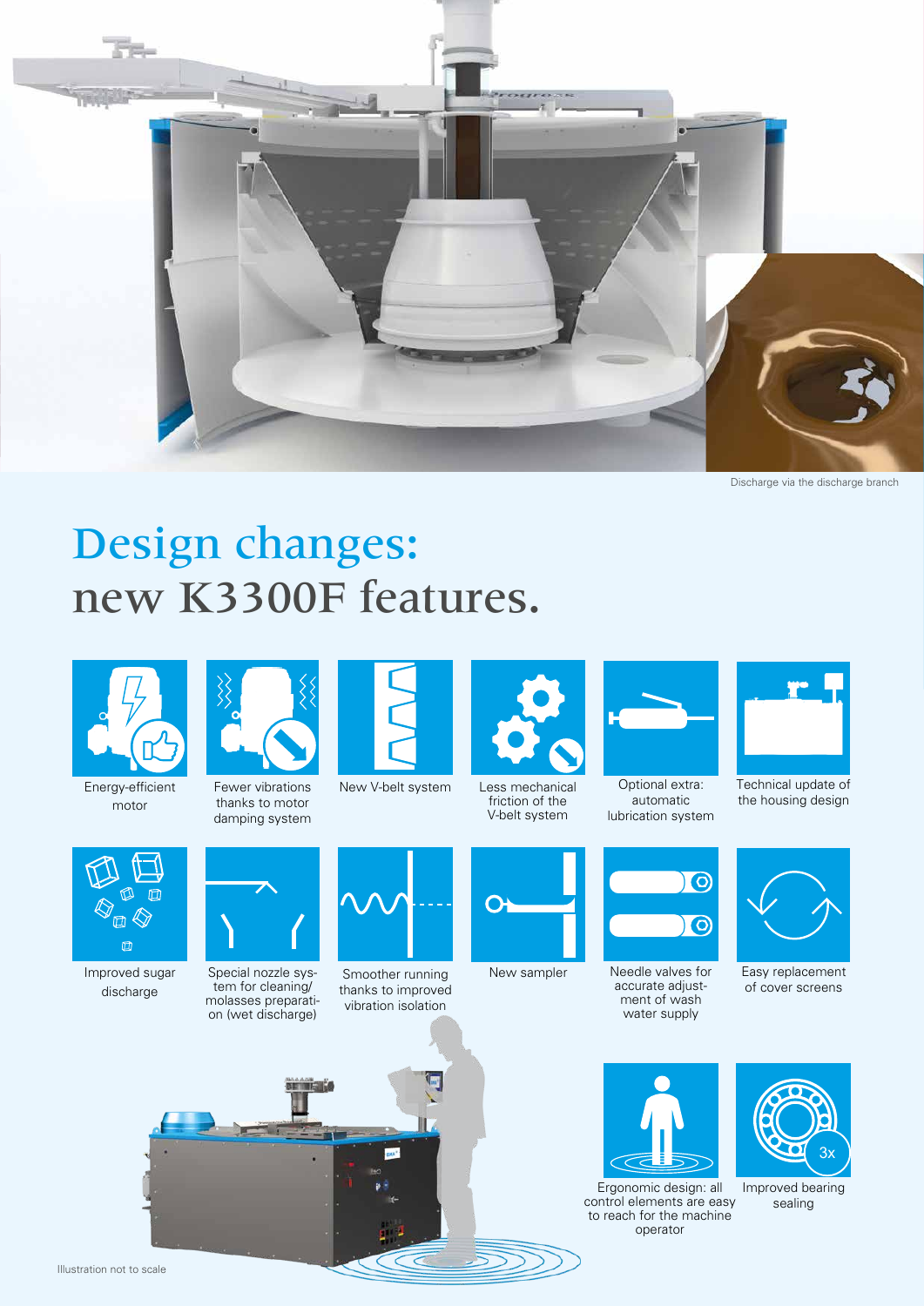Discharge via the discharge branch

# Design changes: new K3300F features.

- Energy-efficient motor
- Fewer vibrations thanks to motor damping system
- New V-belt system
- Less mechanical friction of the V-belt system
- Optional extra: automatic lubrication system
- Technical update of the housing design
- Improved sugar discharge
- Special nozzle system for cleaning/molasses preparation (wet discharge)
- Smoother running thanks to improved vibration isolation
- New sampler
- Needle valves for accurate adjustment of wash water supply
- Easy replacement of cover screens
- Ergonomic design: all control elements are easy to reach for the machine operator
- Improved bearing sealing

Illustration not to scale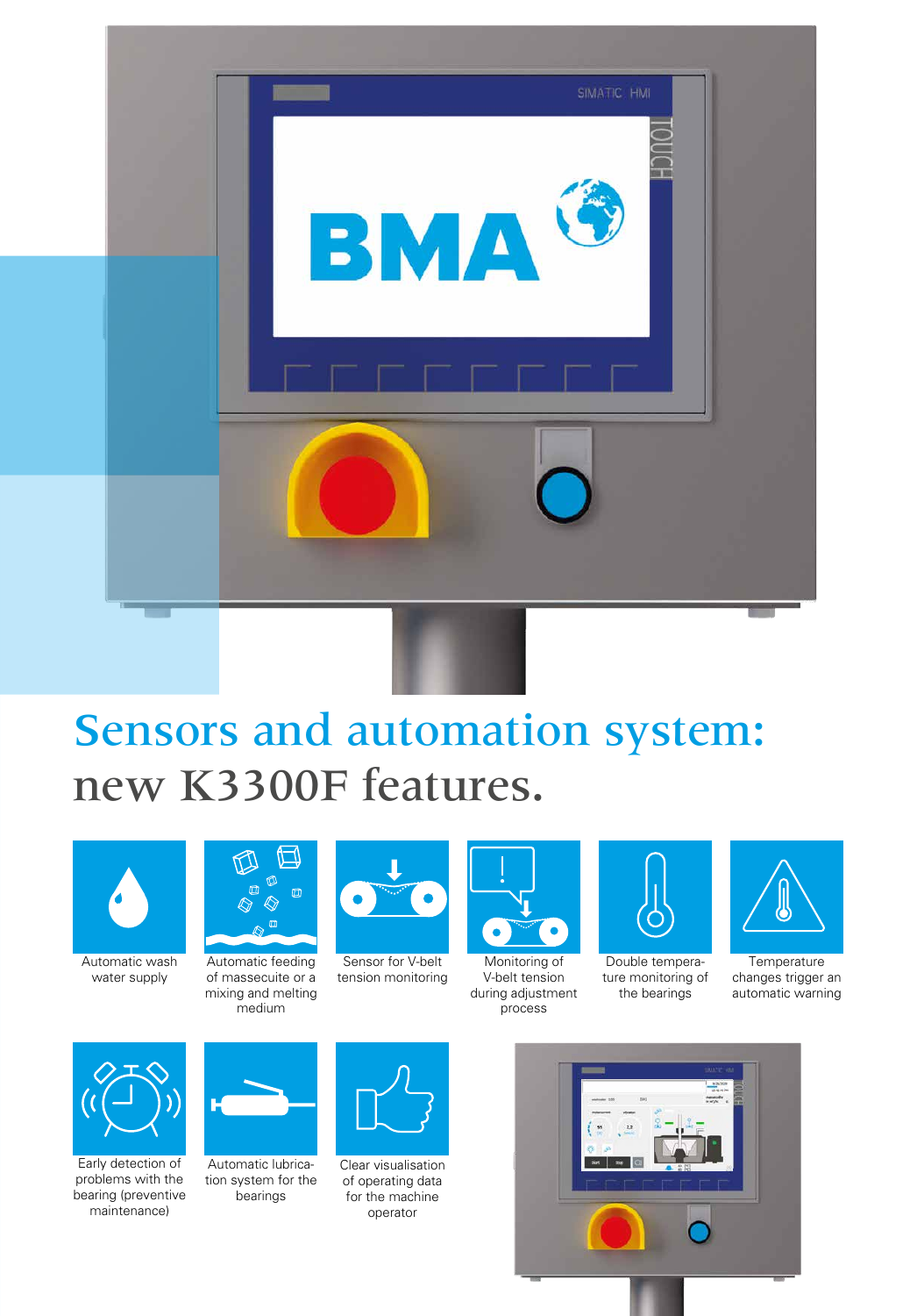# Sensors and automation system: new K3300F features.

- Automatic wash water supply
- Automatic feeding of massecuite or a mixing and melting medium
- Sensor for V-belt tension monitoring
- Monitoring of V-belt tension during adjustment process
- Double temperature monitoring of the bearings
- Temperature changes trigger an automatic warning
- Early detection of problems with the bearing (preventive maintenance)
- Automatic lubrication system for the bearings
- Clear visualisation of operating data for the machine operator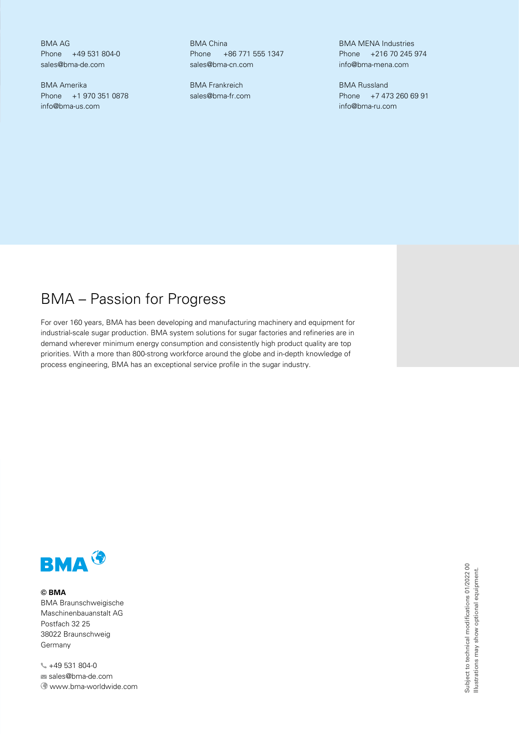BMA AG
Phone +49 531 804-0
sales@bma-de.com

BMA Amerika
Phone +1 970 351 0878
info@bma-us.com

BMA China
Phone +86 771 555 1347
sales@bma-cn.com

BMA Frankreich
sales@bma-fr.com

BMA MENA Industries
Phone +216 70 245 974
info@bma-mena.com

BMA Russland
Phone +7 473 260 69 91
info@bma-ru.com

# BMA – Passion for Progress

For over 160 years, BMA has been developing and manufacturing machinery and equipment for industrial-scale sugar production. BMA system solutions for sugar factories and refineries are in demand wherever minimum energy consumption and consistently high product quality are top priorities. With a more than 800-strong workforce around the globe and in-depth knowledge of process engineering, BMA has an exceptional service profile in the sugar industry.

**© BMA**
BMA Braunschweigische
Maschinenbauanstalt AG
Postfach 32 25
38022 Braunschweig
Germany

+49 531 804-0
sales@bma-de.com
www.bma-worldwide.com

Subject to technical modifications 01/2022 00
Illustrations may show optional equipment.